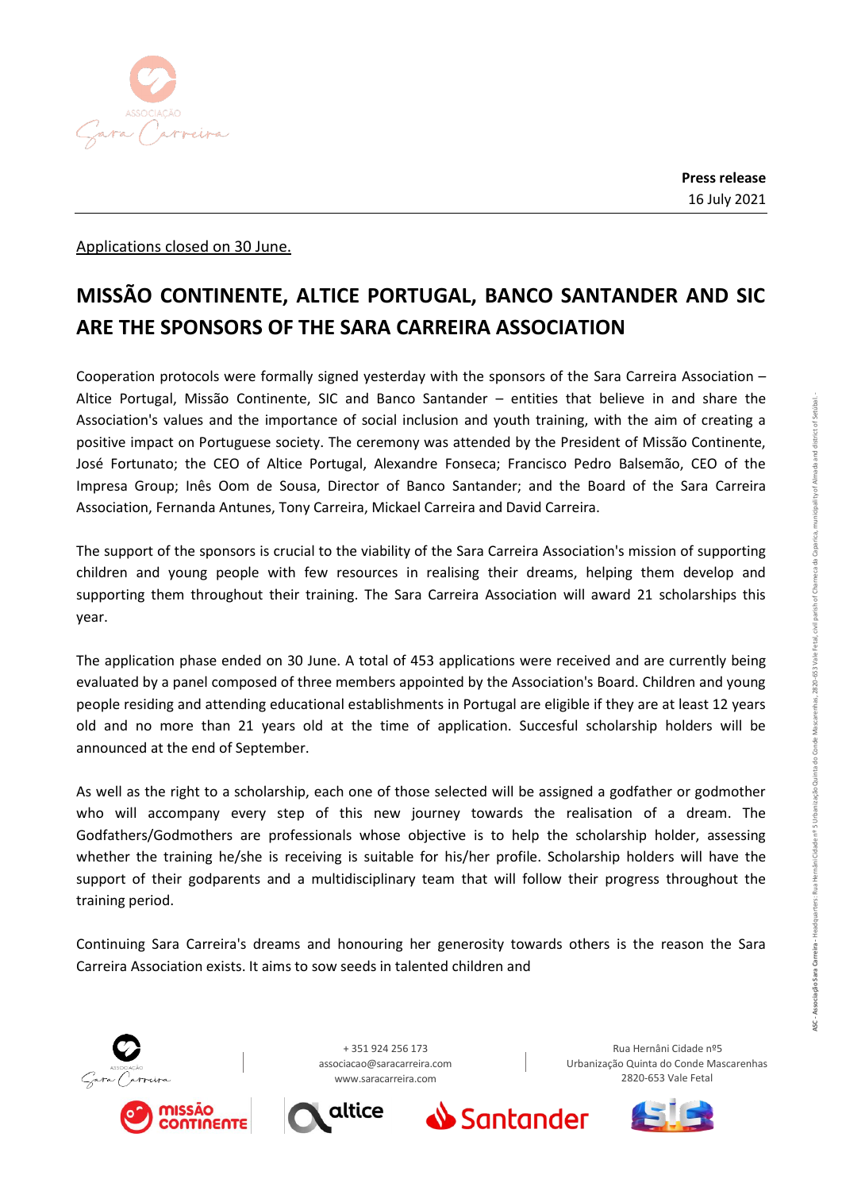**Press release**
16 July 2021

Applications closed on 30 June.

# MISSÃO CONTINENTE, ALTICE PORTUGAL, BANCO SANTANDER AND SIC ARE THE SPONSORS OF THE SARA CARREIRA ASSOCIATION

Cooperation protocols were formally signed yesterday with the sponsors of the Sara Carreira Association – Altice Portugal, Missão Continente, SIC and Banco Santander – entities that believe in and share the Association's values and the importance of social inclusion and youth training, with the aim of creating a positive impact on Portuguese society. The ceremony was attended by the President of Missão Continente, José Fortunato; the CEO of Altice Portugal, Alexandre Fonseca; Francisco Pedro Balsemão, CEO of the Impresa Group; Inês Oom de Sousa, Director of Banco Santander; and the Board of the Sara Carreira Association, Fernanda Antunes, Tony Carreira, Mickael Carreira and David Carreira.

The support of the sponsors is crucial to the viability of the Sara Carreira Association's mission of supporting children and young people with few resources in realising their dreams, helping them develop and supporting them throughout their training. The Sara Carreira Association will award 21 scholarships this year.

The application phase ended on 30 June. A total of 453 applications were received and are currently being evaluated by a panel composed of three members appointed by the Association's Board. Children and young people residing and attending educational establishments in Portugal are eligible if they are at least 12 years old and no more than 21 years old at the time of application. Succesful scholarship holders will be announced at the end of September.

As well as the right to a scholarship, each one of those selected will be assigned a godfather or godmother who will accompany every step of this new journey towards the realisation of a dream. The Godfathers/Godmothers are professionals whose objective is to help the scholarship holder, assessing whether the training he/she is receiving is suitable for his/her profile. Scholarship holders will have the support of their godparents and a multidisciplinary team that will follow their progress throughout the training period.

Continuing Sara Carreira's dreams and honouring her generosity towards others is the reason the Sara Carreira Association exists. It aims to sow seeds in talented children and

+ 351 924 256 173
associacao@saracarreira.com
www.saracarreira.com

Rua Hernâni Cidade nº5
Urbanização Quinta do Conde Mascarenhas
2820-653 Vale Fetal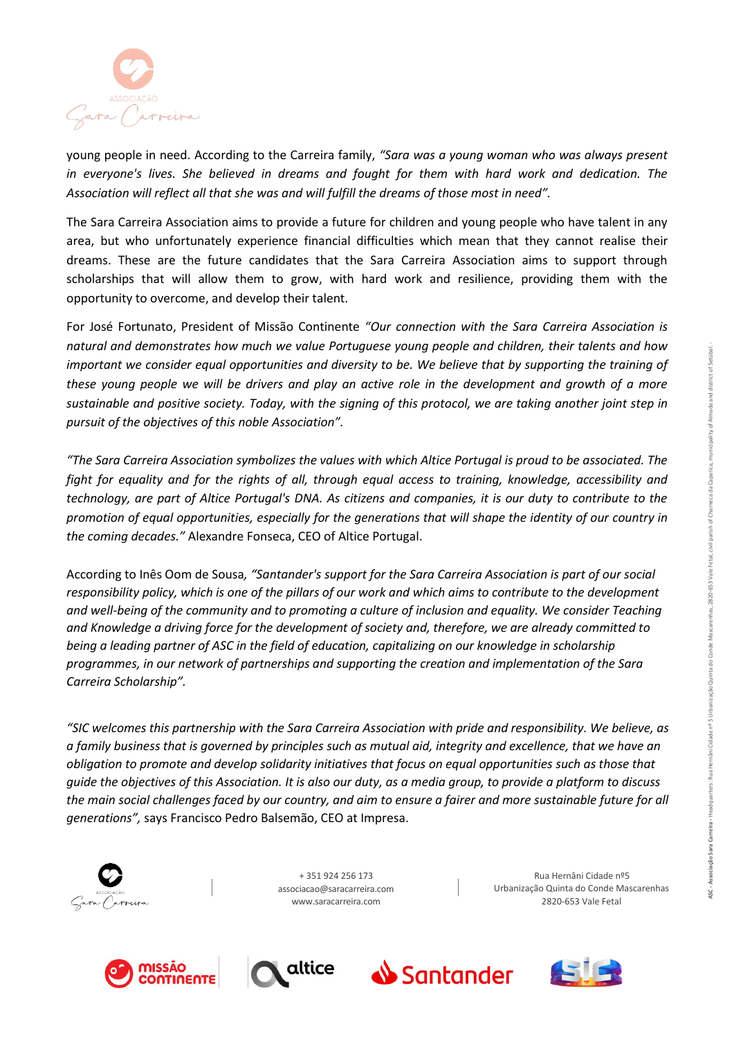young people in need. According to the Carreira family, *"Sara was a young woman who was always present in everyone's lives. She believed in dreams and fought for them with hard work and dedication. The Association will reflect all that she was and will fulfill the dreams of those most in need"*.

The Sara Carreira Association aims to provide a future for children and young people who have talent in any area, but who unfortunately experience financial difficulties which mean that they cannot realise their dreams. These are the future candidates that the Sara Carreira Association aims to support through scholarships that will allow them to grow, with hard work and resilience, providing them with the opportunity to overcome, and develop their talent.

For José Fortunato, President of Missão Continente *"Our connection with the Sara Carreira Association is natural and demonstrates how much we value Portuguese young people and children, their talents and how important we consider equal opportunities and diversity to be. We believe that by supporting the training of these young people we will be drivers and play an active role in the development and growth of a more sustainable and positive society. Today, with the signing of this protocol, we are taking another joint step in pursuit of the objectives of this noble Association"*.

*"The Sara Carreira Association symbolizes the values with which Altice Portugal is proud to be associated. The fight for equality and for the rights of all, through equal access to training, knowledge, accessibility and technology, are part of Altice Portugal's DNA. As citizens and companies, it is our duty to contribute to the promotion of equal opportunities, especially for the generations that will shape the identity of our country in the coming decades."* Alexandre Fonseca, CEO of Altice Portugal.

According to Inês Oom de Sousa, *"Santander's support for the Sara Carreira Association is part of our social responsibility policy, which is one of the pillars of our work and which aims to contribute to the development and well-being of the community and to promoting a culture of inclusion and equality. We consider Teaching and Knowledge a driving force for the development of society and, therefore, we are already committed to being a leading partner of ASC in the field of education, capitalizing on our knowledge in scholarship programmes, in our network of partnerships and supporting the creation and implementation of the Sara Carreira Scholarship"*.

*"SIC welcomes this partnership with the Sara Carreira Association with pride and responsibility. We believe, as a family business that is governed by principles such as mutual aid, integrity and excellence, that we have an obligation to promote and develop solidarity initiatives that focus on equal opportunities such as those that guide the objectives of this Association. It is also our duty, as a media group, to provide a platform to discuss the main social challenges faced by our country, and aim to ensure a fairer and more sustainable future for all generations"*, says Francisco Pedro Balsemão, CEO at Impresa.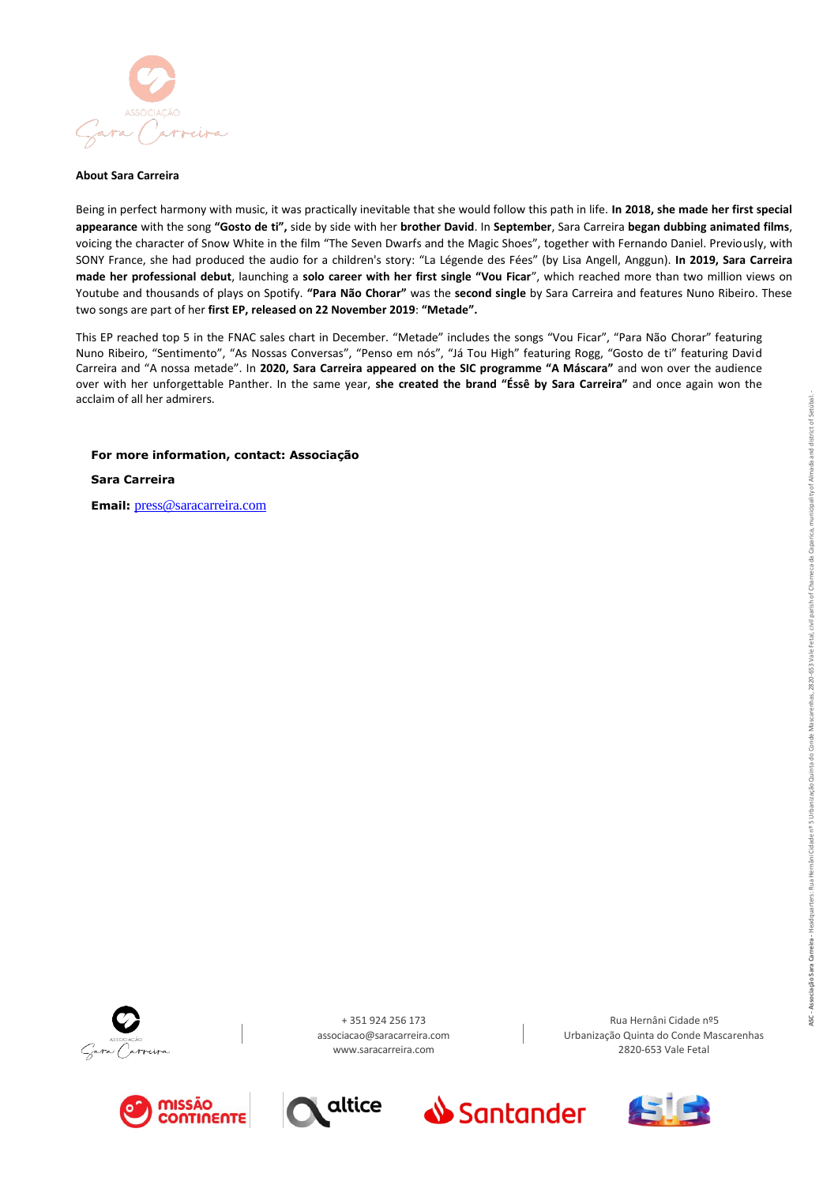**About Sara Carreira**

Being in perfect harmony with music, it was practically inevitable that she would follow this path in life. **In 2018, she made her first special appearance** with the song **"Gosto de ti",** side by side with her **brother David**. In **September**, Sara Carreira **began dubbing animated films**, voicing the character of Snow White in the film "The Seven Dwarfs and the Magic Shoes", together with Fernando Daniel. Previously, with SONY France, she had produced the audio for a children's story: "La Légende des Fées" (by Lisa Angell, Anggun). **In 2019, Sara Carreira made her professional debut**, launching a **solo career with her first single "Vou Ficar"**, which reached more than two million views on Youtube and thousands of plays on Spotify. **"Para Não Chorar"** was the **second single** by Sara Carreira and features Nuno Ribeiro. These two songs are part of her **first EP, released on 22 November 2019**: **"Metade".**

This EP reached top 5 in the FNAC sales chart in December. "Metade" includes the songs "Vou Ficar", "Para Não Chorar" featuring Nuno Ribeiro, "Sentimento", "As Nossas Conversas", "Penso em nós", "Já Tou High" featuring Rogg, "Gosto de ti" featuring David Carreira and "A nossa metade". In **2020, Sara Carreira appeared on the SIC programme "A Máscara"** and won over the audience over with her unforgettable Panther. In the same year, **she created the brand "Éssê by Sara Carreira"** and once again won the acclaim of all her admirers.

**For more information, contact: Associação Sara Carreira**

**Email:** press@saracarreira.com

+ 351 924 256 173
associacao@saracarreira.com
www.saracarreira.com

Rua Hernâni Cidade nº5
Urbanização Quinta do Conde Mascarenhas
2820-653 Vale Fetal

ASC - Associação Sara Carreira - Headquarters: Rua Hernâni Cidade nº 5 Urbanização Quinta do Conde Mascarenhas, 2820-653 Vale Fetal, civil parish of Charneca da Caparica, municipality of Almada and district of Setúbal -